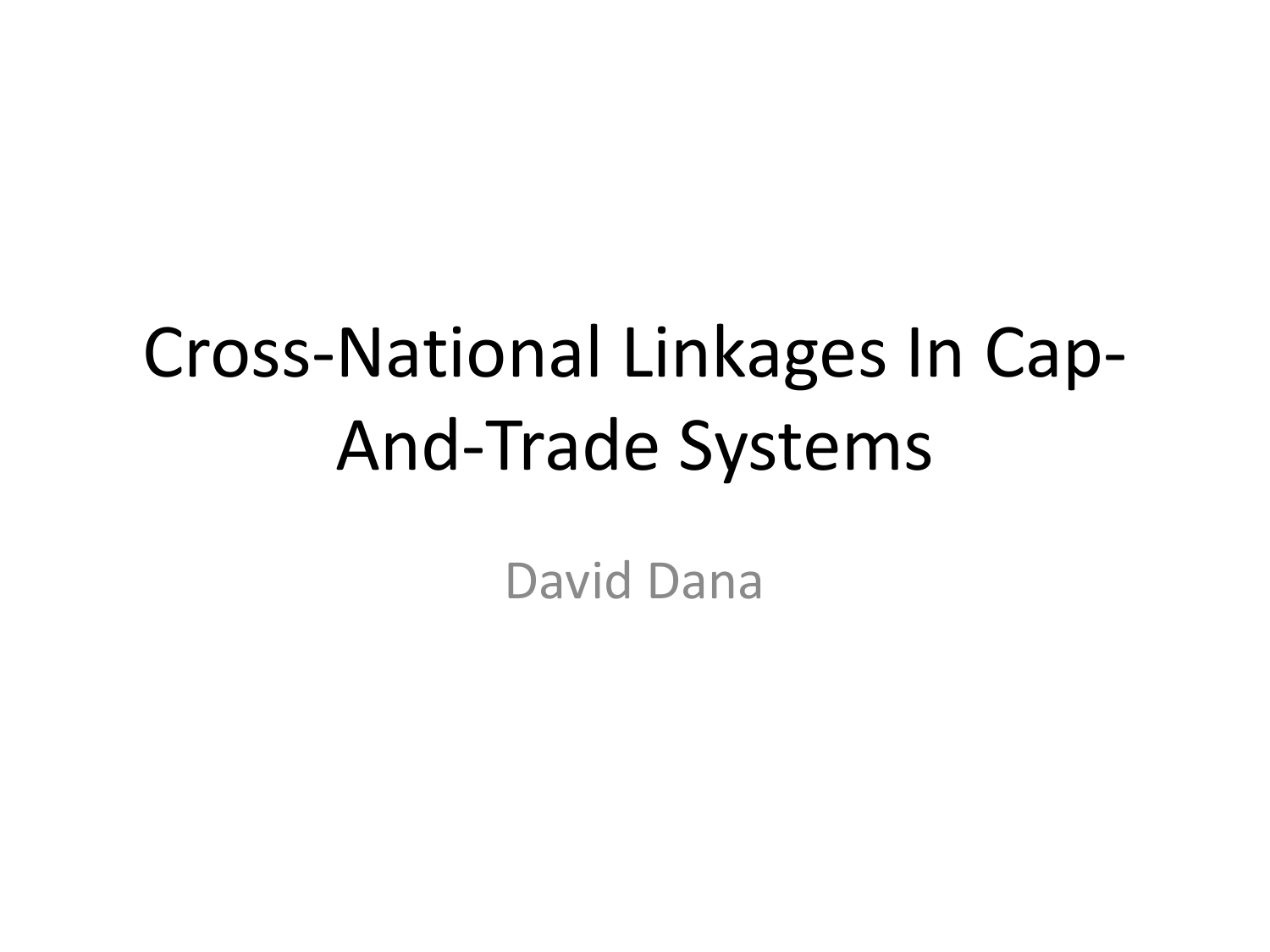# Cross-National Linkages In Cap-And-Trade Systems

David Dana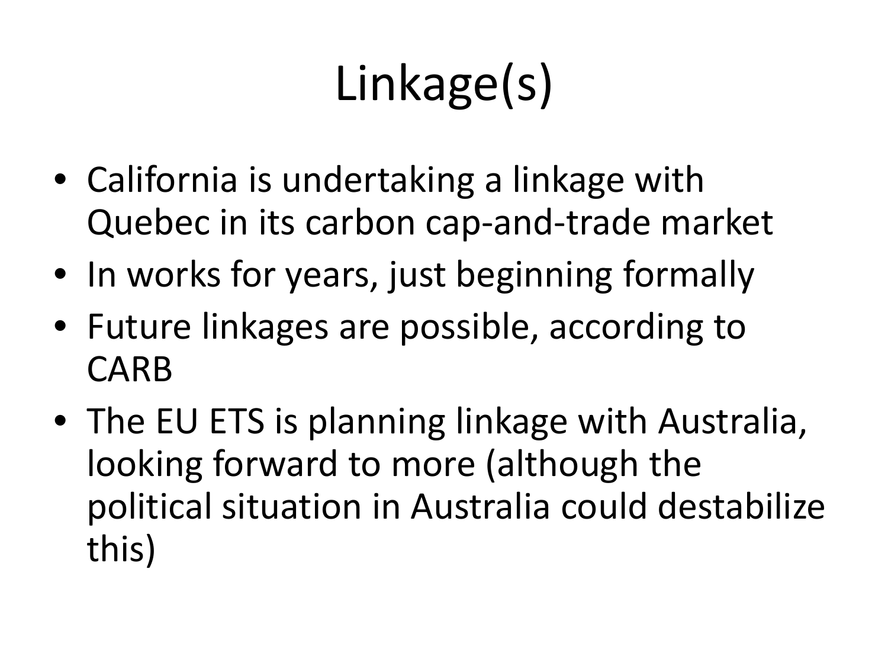# Linkage(s)

- California is undertaking a linkage with Quebec in its carbon cap-and-trade market
- In works for years, just beginning formally
- Future linkages are possible, according to CARB
- The EU ETS is planning linkage with Australia, looking forward to more (although the political situation in Australia could destabilize this)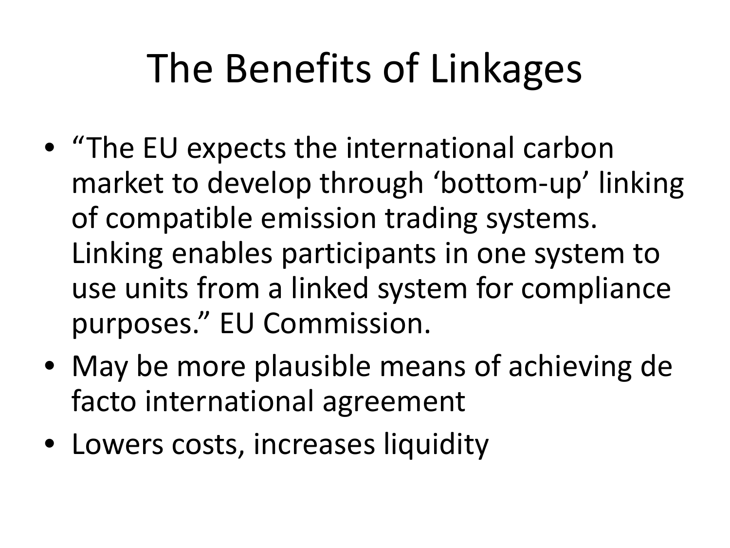# The Benefits of Linkages

- "The EU expects the international carbon market to develop through 'bottom-up' linking of compatible emission trading systems. Linking enables participants in one system to use units from a linked system for compliance purposes." EU Commission.
- May be more plausible means of achieving de facto international agreement
- Lowers costs, increases liquidity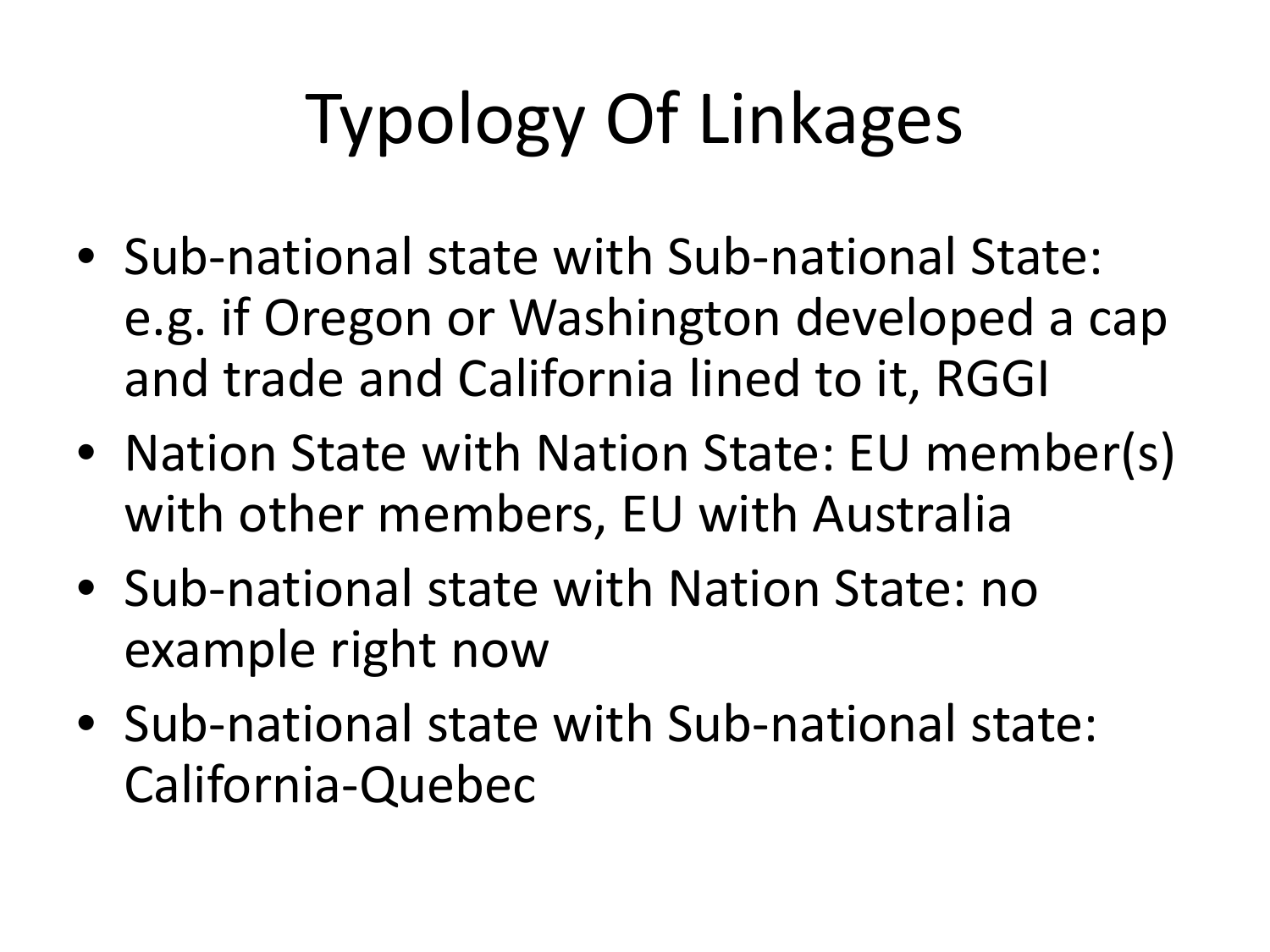# Typology Of Linkages

- Sub-national state with Sub-national State: e.g. if Oregon or Washington developed a cap and trade and California lined to it, RGGI
- Nation State with Nation State: EU member(s) with other members, EU with Australia
- Sub-national state with Nation State: no example right now
- Sub-national state with Sub-national state: California-Quebec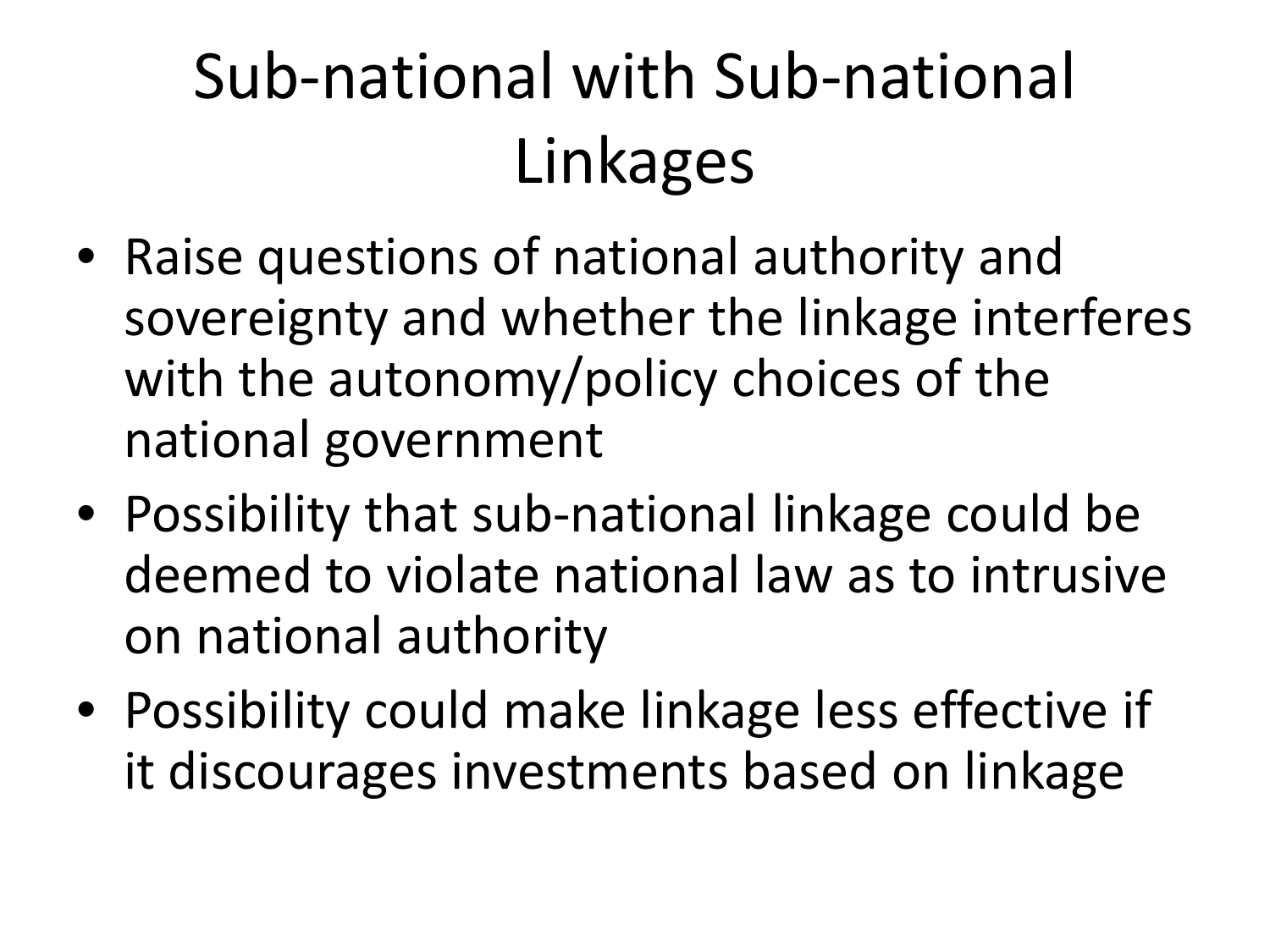# Sub-national with Sub-national Linkages

- Raise questions of national authority and sovereignty and whether the linkage interferes with the autonomy/policy choices of the national government
- Possibility that sub-national linkage could be deemed to violate national law as to intrusive on national authority
- Possibility could make linkage less effective if it discourages investments based on linkage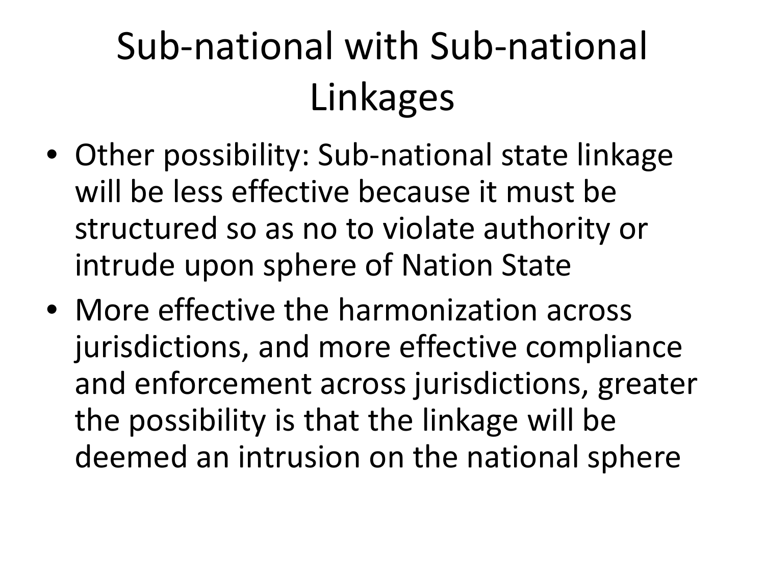# Sub-national with Sub-national Linkages

- Other possibility: Sub-national state linkage will be less effective because it must be structured so as no to violate authority or intrude upon sphere of Nation State
- More effective the harmonization across jurisdictions, and more effective compliance and enforcement across jurisdictions, greater the possibility is that the linkage will be deemed an intrusion on the national sphere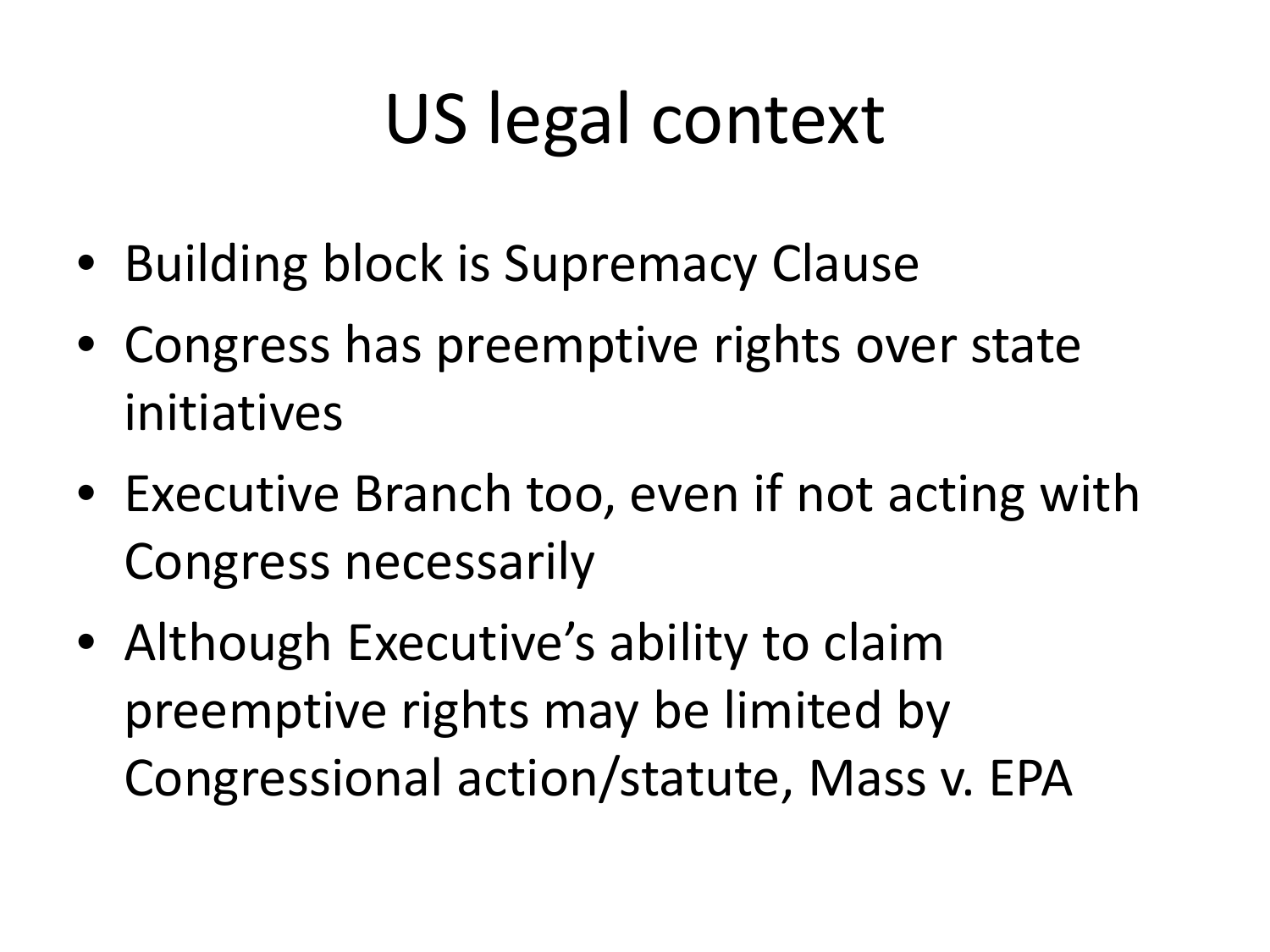# US legal context

- Building block is Supremacy Clause
- Congress has preemptive rights over state initiatives
- Executive Branch too, even if not acting with Congress necessarily
- Although Executive's ability to claim preemptive rights may be limited by Congressional action/statute, Mass v. EPA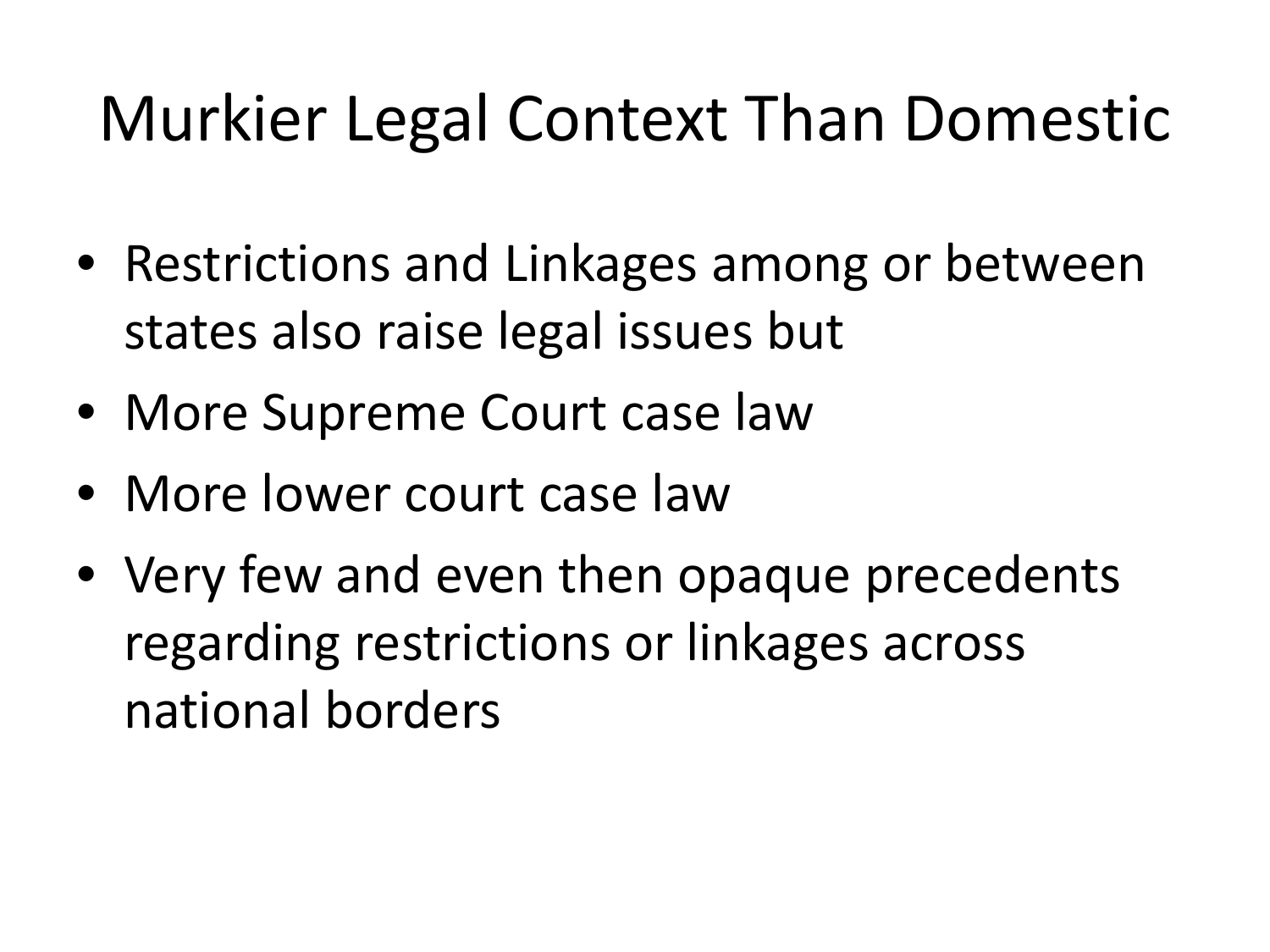# Murkier Legal Context Than Domestic

- Restrictions and Linkages among or between states also raise legal issues but
- More Supreme Court case law
- More lower court case law
- Very few and even then opaque precedents regarding restrictions or linkages across national borders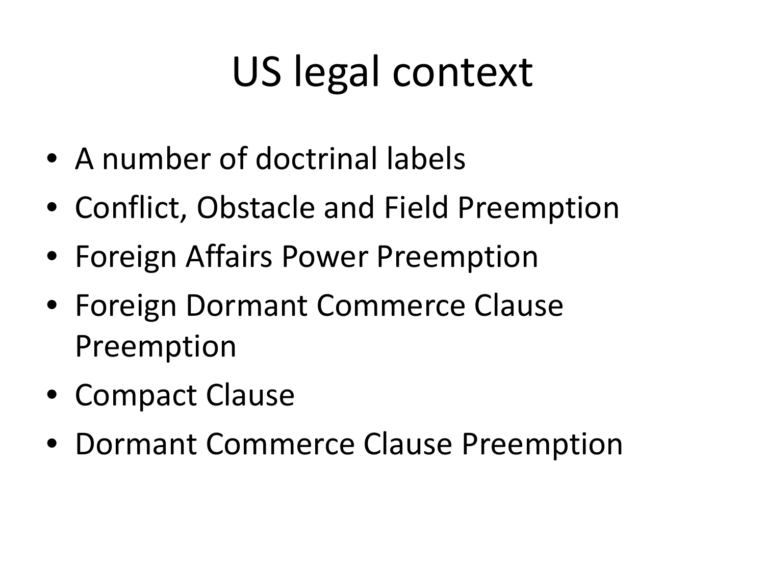# US legal context

- A number of doctrinal labels
- Conflict, Obstacle and Field Preemption
- Foreign Affairs Power Preemption
- Foreign Dormant Commerce Clause Preemption
- Compact Clause
- Dormant Commerce Clause Preemption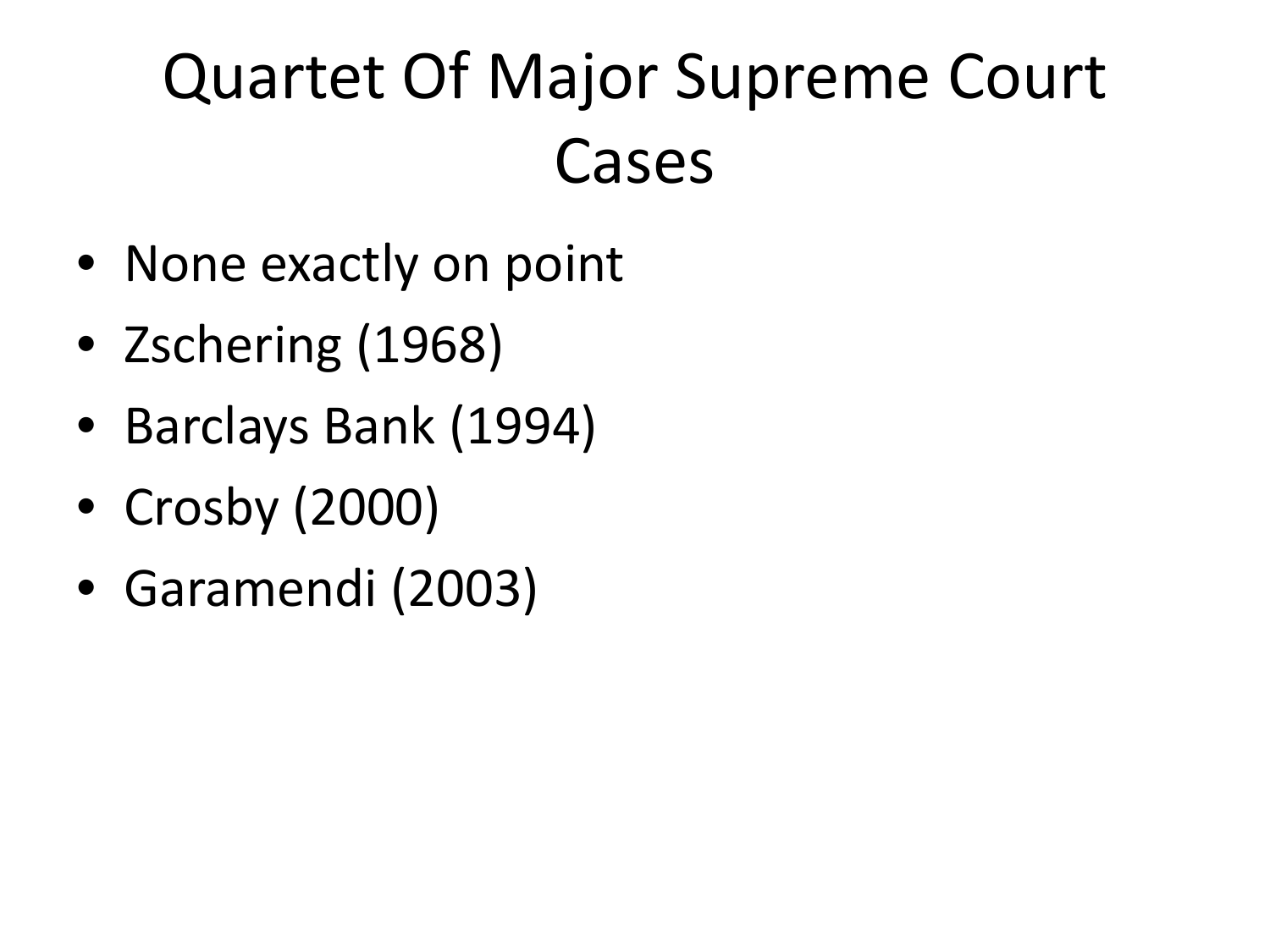# Quartet Of Major Supreme Court Cases

- None exactly on point
- Zschering (1968)
- Barclays Bank (1994)
- Crosby (2000)
- Garamendi (2003)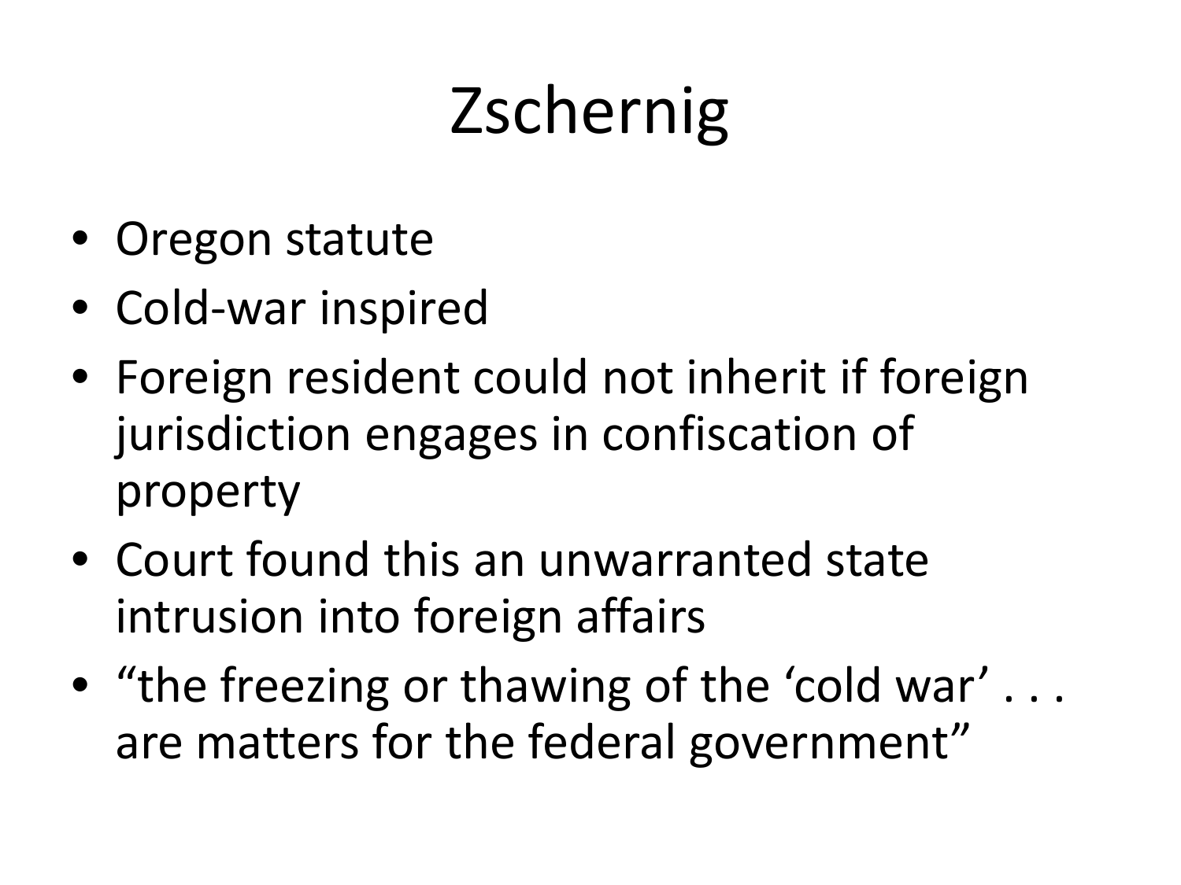# Zschernig

- Oregon statute
- Cold-war inspired
- Foreign resident could not inherit if foreign jurisdiction engages in confiscation of property
- Court found this an unwarranted state intrusion into foreign affairs
- “the freezing or thawing of the ‘cold war’ . . . are matters for the federal government”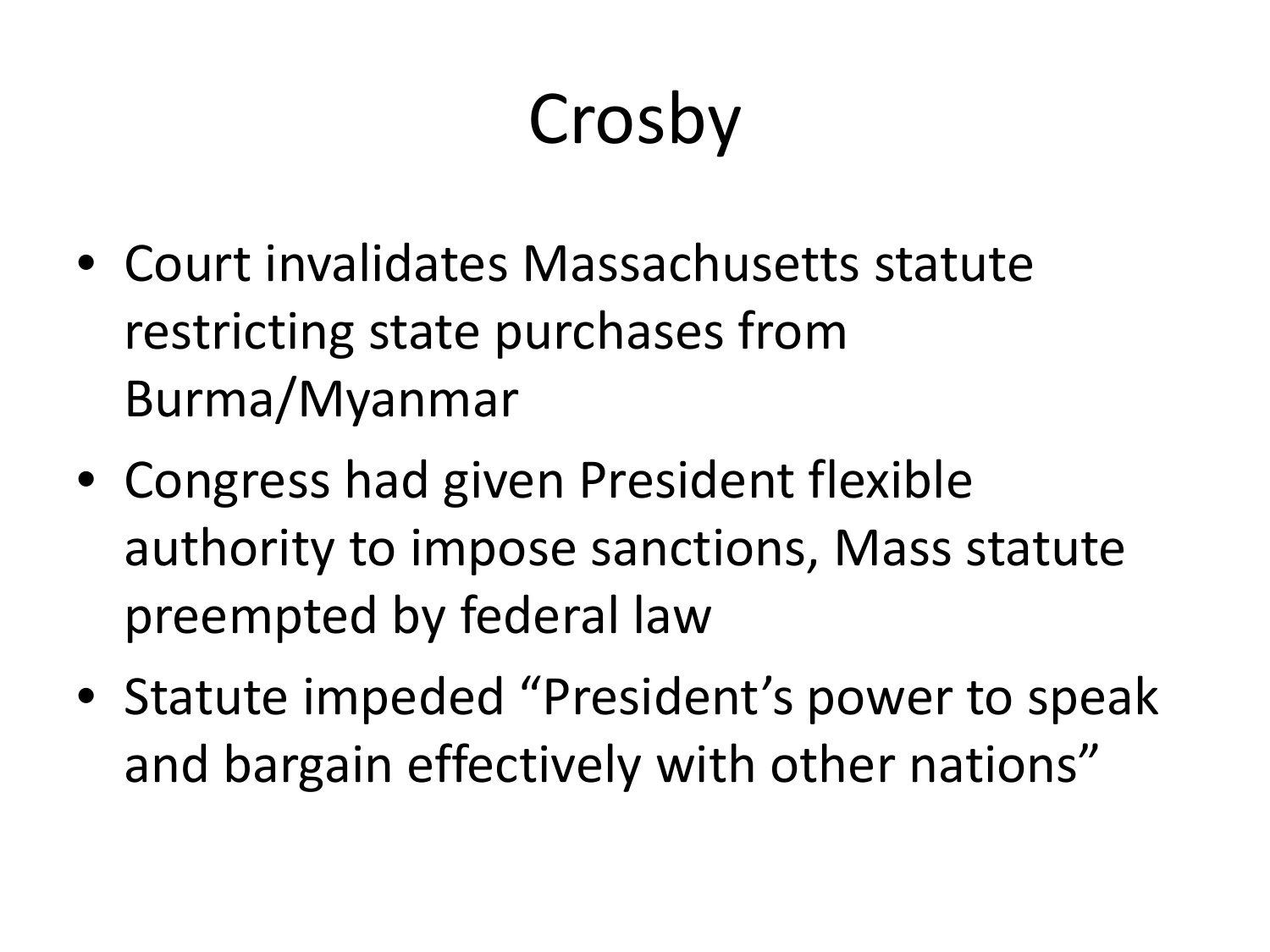# Crosby

- Court invalidates Massachusetts statute restricting state purchases from Burma/Myanmar
- Congress had given President flexible authority to impose sanctions, Mass statute preempted by federal law
- Statute impeded "President's power to speak and bargain effectively with other nations"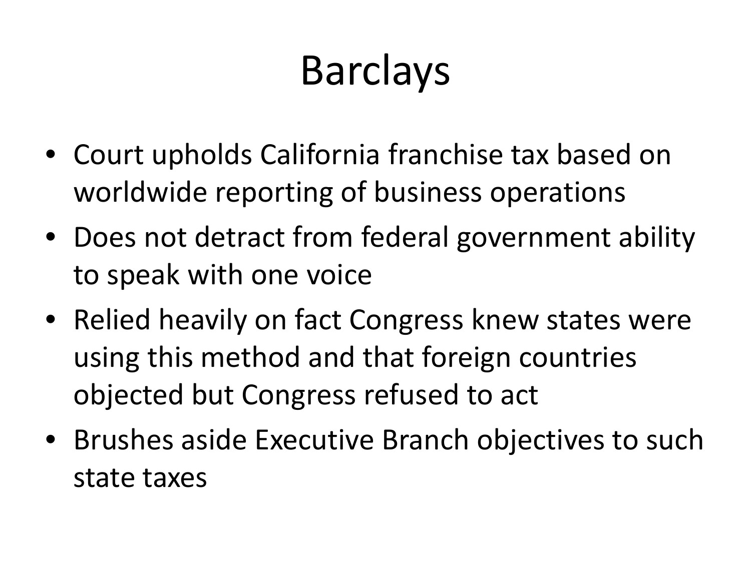# Barclays

- Court upholds California franchise tax based on worldwide reporting of business operations
- Does not detract from federal government ability to speak with one voice
- Relied heavily on fact Congress knew states were using this method and that foreign countries objected but Congress refused to act
- Brushes aside Executive Branch objectives to such state taxes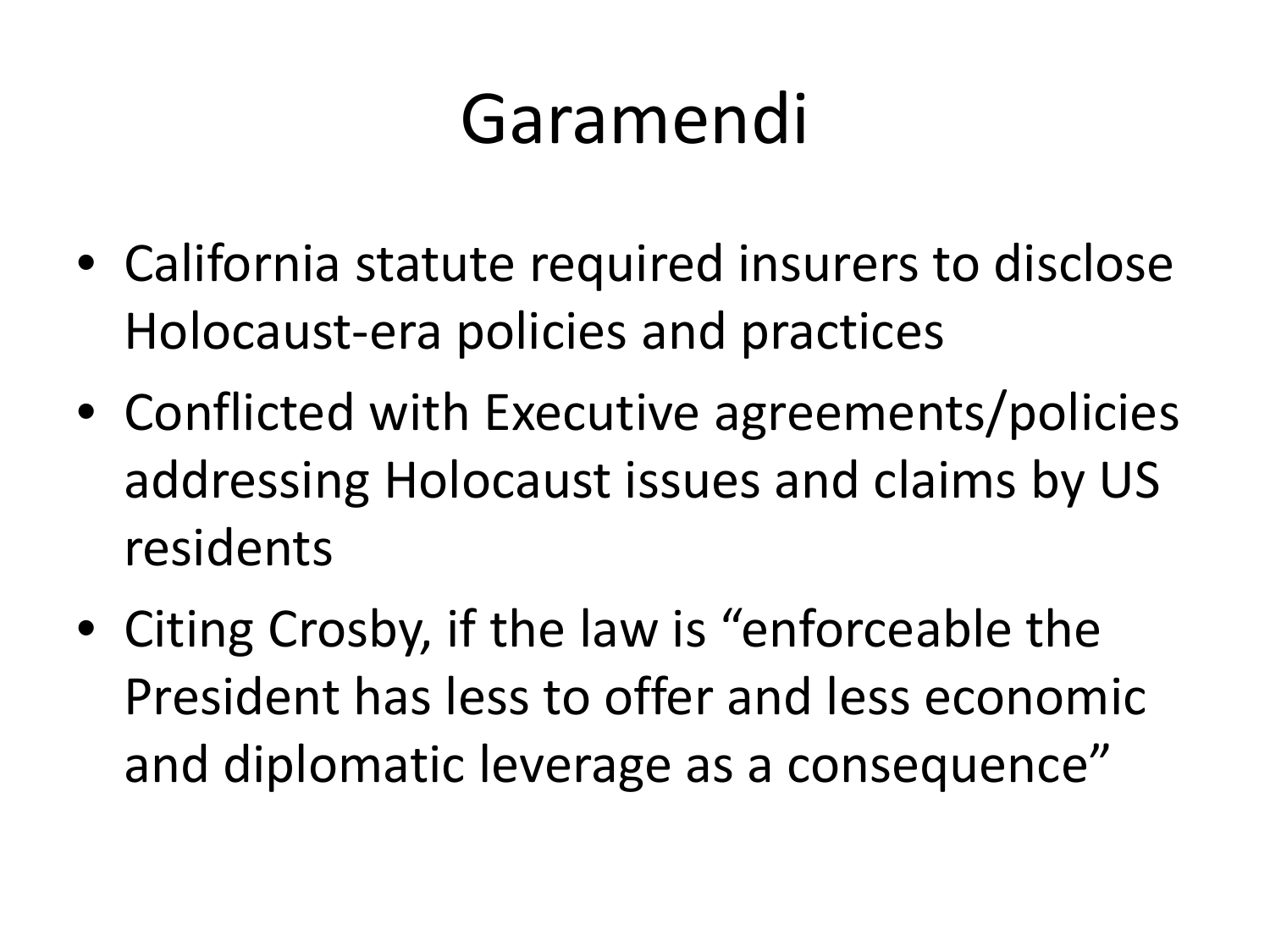# Garamendi

- California statute required insurers to disclose Holocaust-era policies and practices
- Conflicted with Executive agreements/policies addressing Holocaust issues and claims by US residents
- Citing Crosby, if the law is “enforceable the President has less to offer and less economic and diplomatic leverage as a consequence”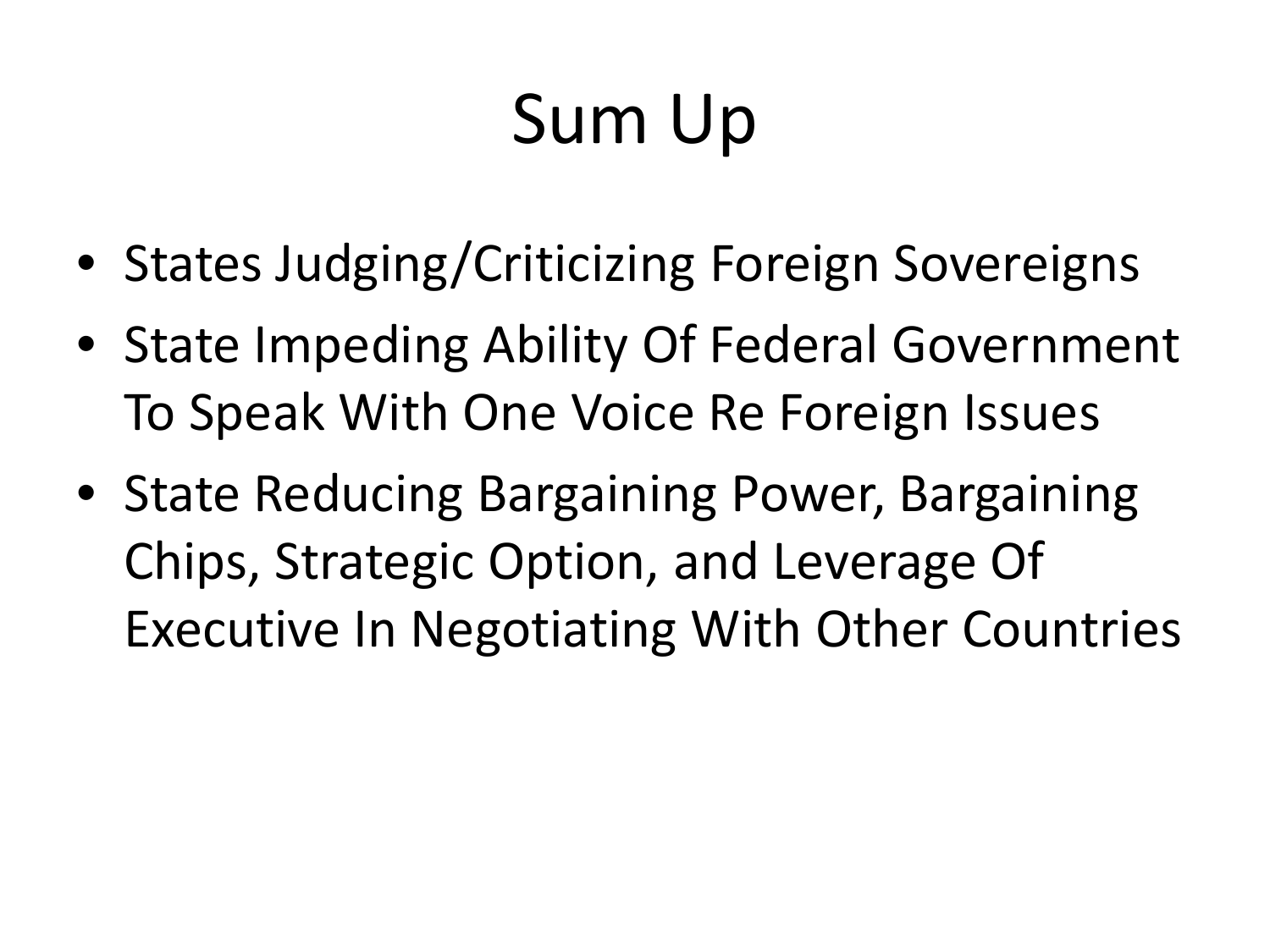# Sum Up

- States Judging/Criticizing Foreign Sovereigns
- State Impeding Ability Of Federal Government To Speak With One Voice Re Foreign Issues
- State Reducing Bargaining Power, Bargaining Chips, Strategic Option, and Leverage Of Executive In Negotiating With Other Countries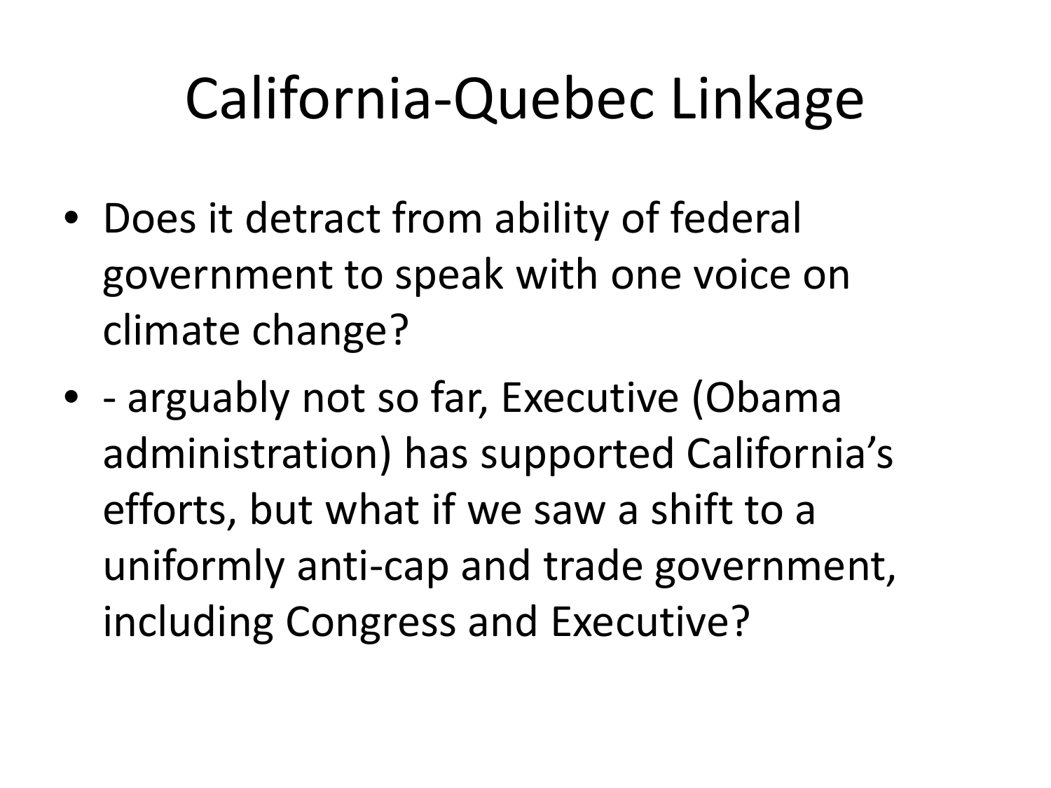# California-Quebec Linkage

- Does it detract from ability of federal government to speak with one voice on climate change?
- - arguably not so far, Executive (Obama administration) has supported California's efforts, but what if we saw a shift to a uniformly anti-cap and trade government, including Congress and Executive?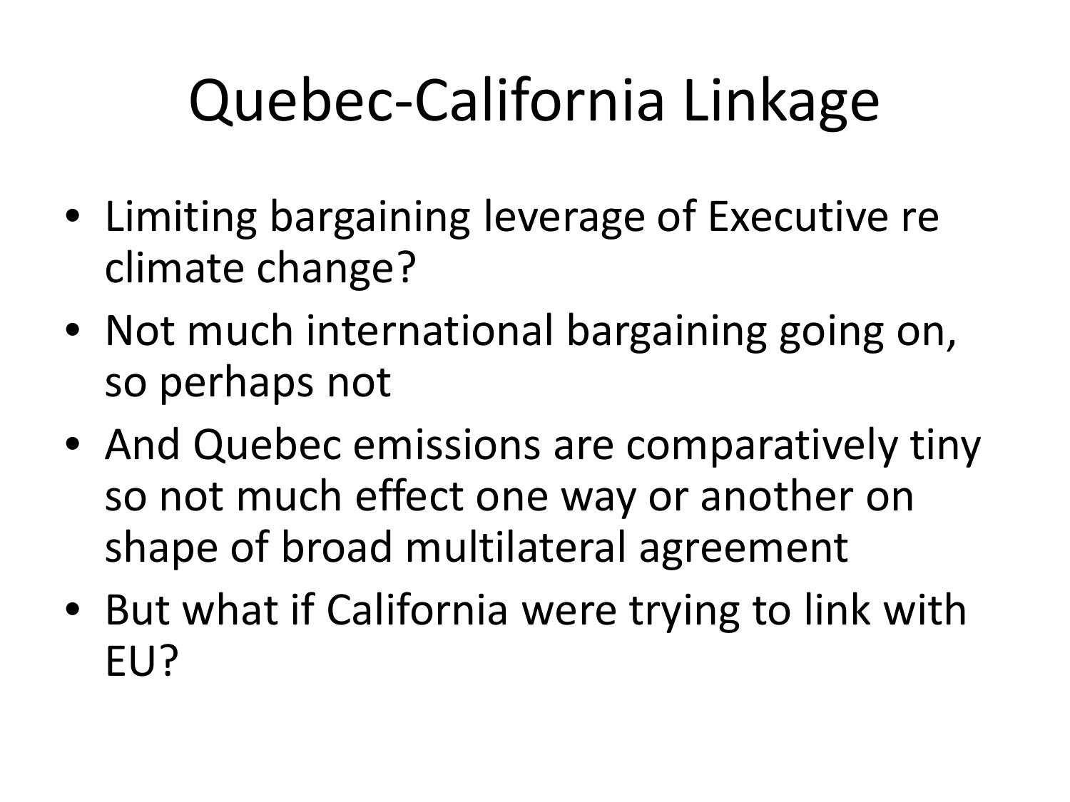# Quebec-California Linkage

- Limiting bargaining leverage of Executive re climate change?
- Not much international bargaining going on, so perhaps not
- And Quebec emissions are comparatively tiny so not much effect one way or another on shape of broad multilateral agreement
- But what if California were trying to link with EU?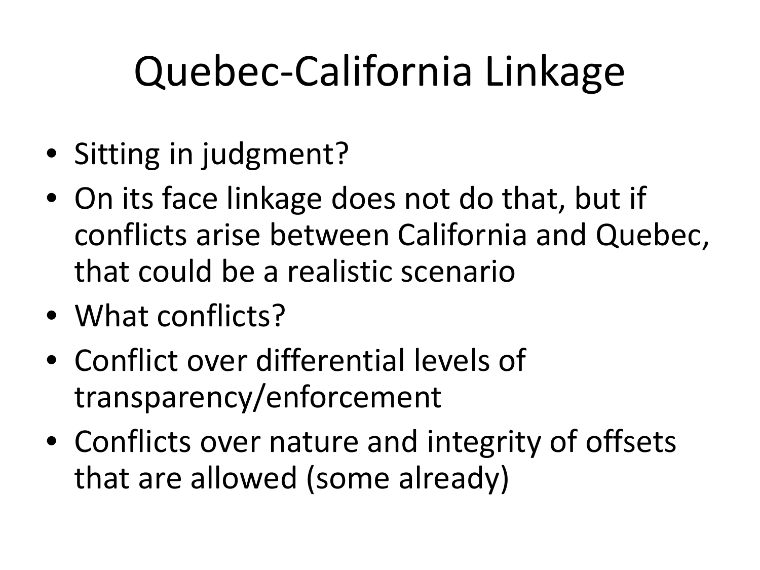# Quebec-California Linkage

- Sitting in judgment?
- On its face linkage does not do that, but if conflicts arise between California and Quebec, that could be a realistic scenario
- What conflicts?
- Conflict over differential levels of transparency/enforcement
- Conflicts over nature and integrity of offsets that are allowed (some already)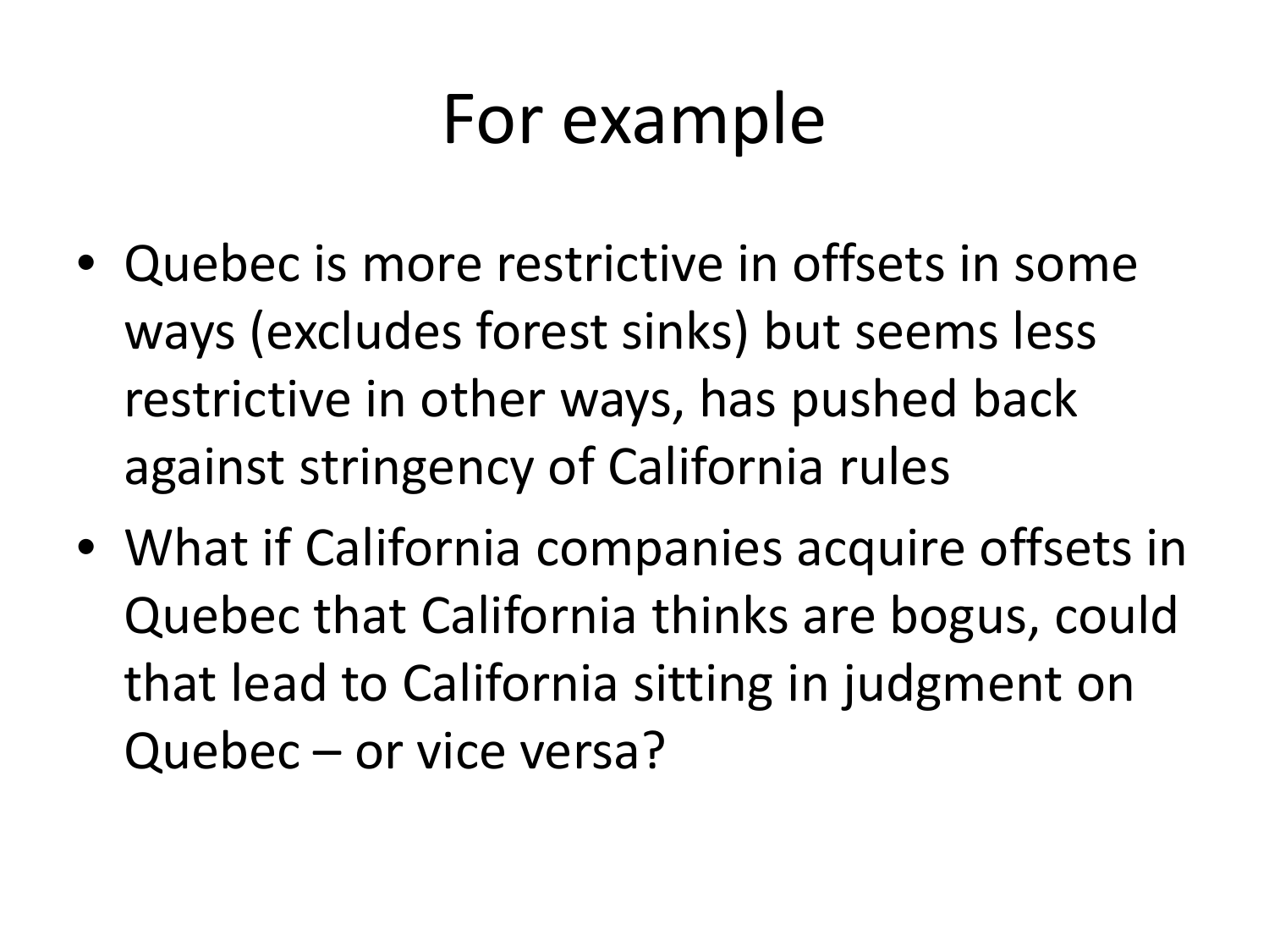# For example

- Quebec is more restrictive in offsets in some ways (excludes forest sinks) but seems less restrictive in other ways, has pushed back against stringency of California rules
- What if California companies acquire offsets in Quebec that California thinks are bogus, could that lead to California sitting in judgment on Quebec – or vice versa?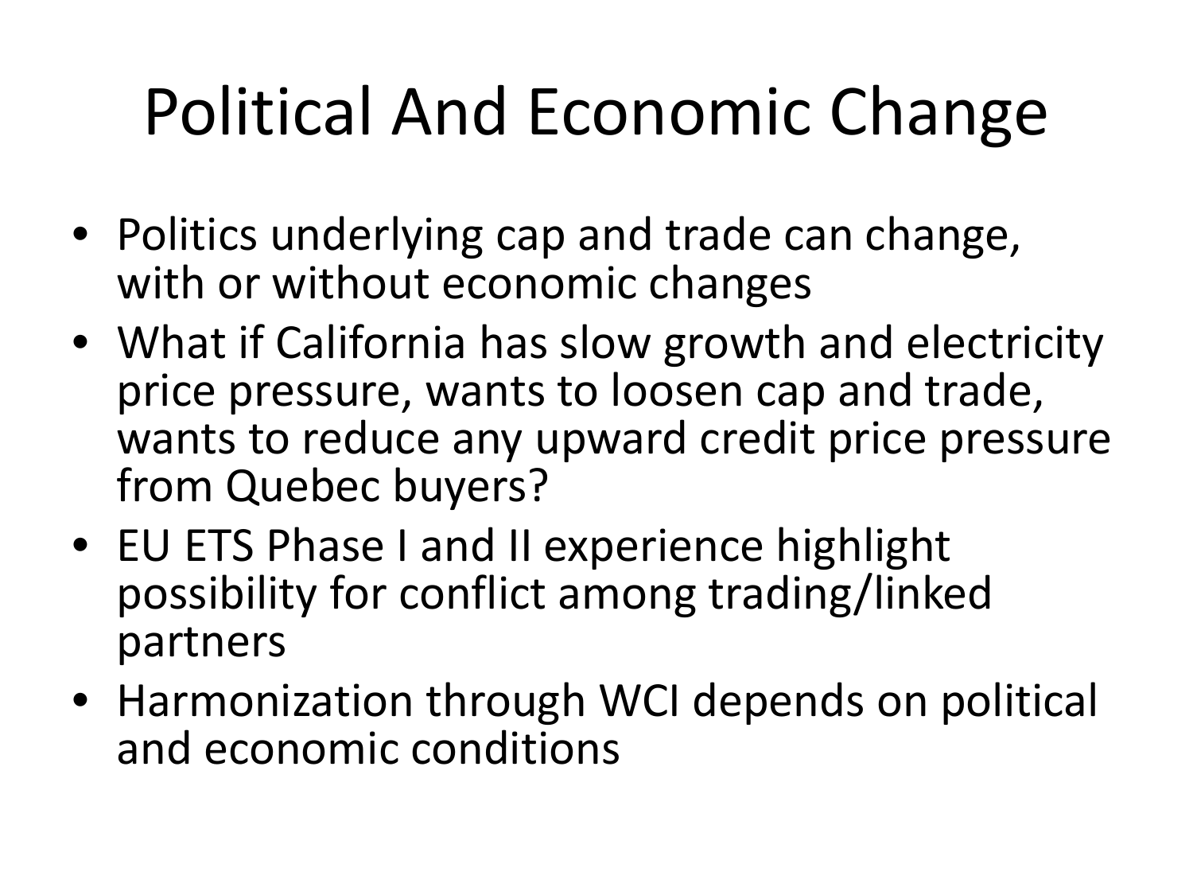# Political And Economic Change

- Politics underlying cap and trade can change, with or without economic changes
- What if California has slow growth and electricity price pressure, wants to loosen cap and trade, wants to reduce any upward credit price pressure from Quebec buyers?
- EU ETS Phase I and II experience highlight possibility for conflict among trading/linked partners
- Harmonization through WCI depends on political and economic conditions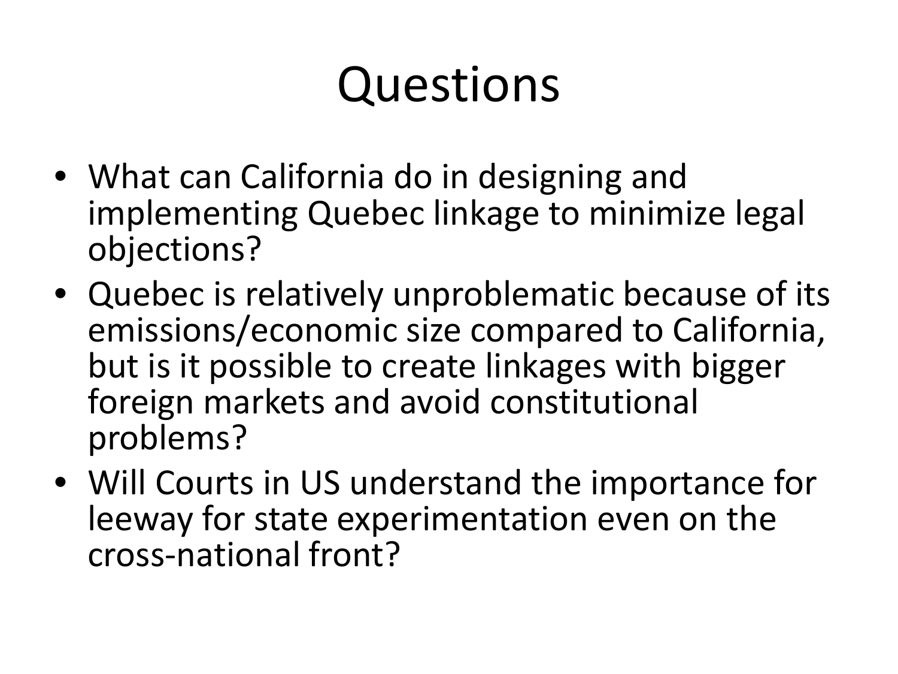# Questions

- What can California do in designing and implementing Quebec linkage to minimize legal objections?
- Quebec is relatively unproblematic because of its emissions/economic size compared to California, but is it possible to create linkages with bigger foreign markets and avoid constitutional problems?
- Will Courts in US understand the importance for leeway for state experimentation even on the cross-national front?